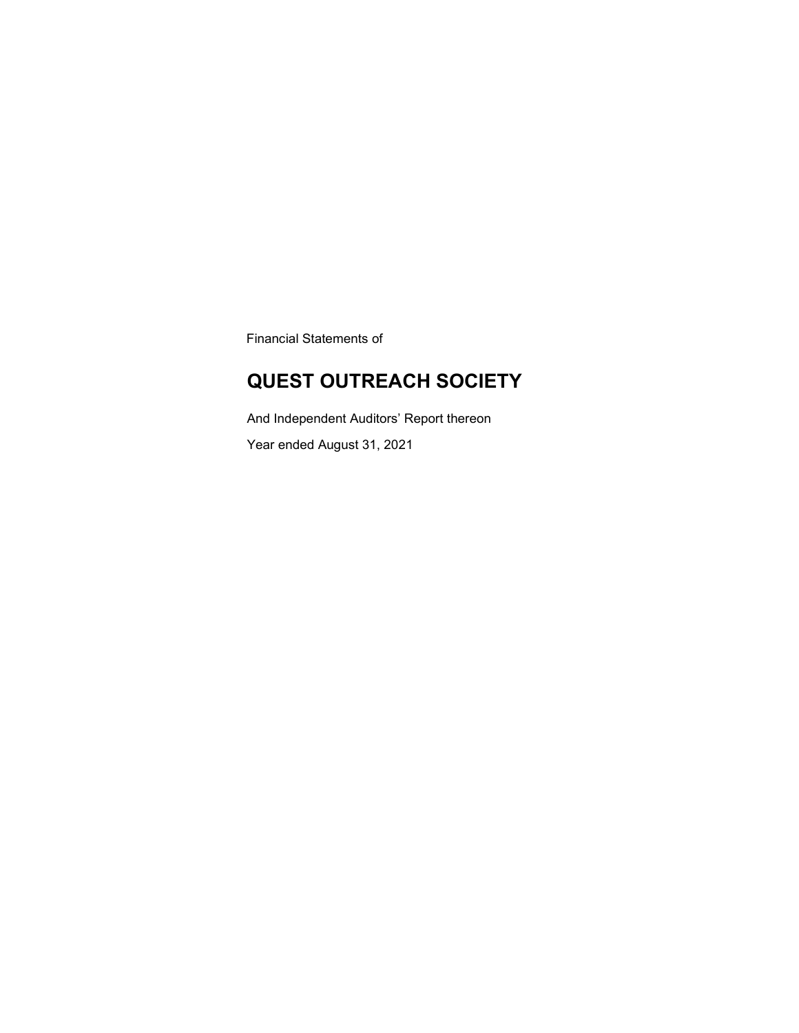Financial Statements of

# QUEST OUTREACH SOCIETY

And Independent Auditors' Report thereon

Year ended August 31, 2021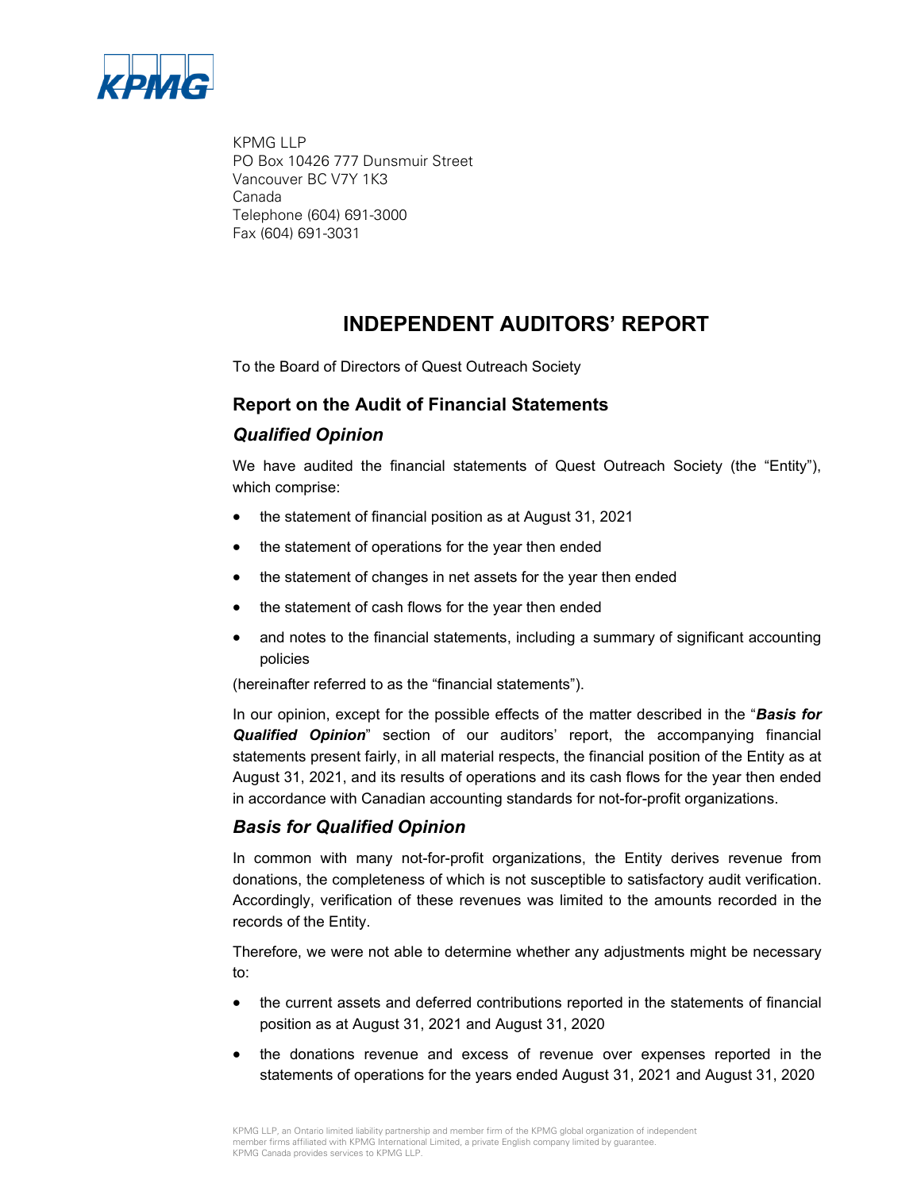KPMG LLP
PO Box 10426 777 Dunsmuir Street
Vancouver BC V7Y 1K3
Canada
Telephone (604) 691-3000
Fax (604) 691-3031

# INDEPENDENT AUDITORS' REPORT

To the Board of Directors of Quest Outreach Society

## Report on the Audit of Financial Statements

### *Qualified Opinion*

We have audited the financial statements of Quest Outreach Society (the "Entity"), which comprise:

- the statement of financial position as at August 31, 2021
- the statement of operations for the year then ended
- the statement of changes in net assets for the year then ended
- the statement of cash flows for the year then ended
- and notes to the financial statements, including a summary of significant accounting policies

(hereinafter referred to as the "financial statements").

In our opinion, except for the possible effects of the matter described in the "***Basis for Qualified Opinion***" section of our auditors' report, the accompanying financial statements present fairly, in all material respects, the financial position of the Entity as at August 31, 2021, and its results of operations and its cash flows for the year then ended in accordance with Canadian accounting standards for not-for-profit organizations.

### *Basis for Qualified Opinion*

In common with many not-for-profit organizations, the Entity derives revenue from donations, the completeness of which is not susceptible to satisfactory audit verification. Accordingly, verification of these revenues was limited to the amounts recorded in the records of the Entity.

Therefore, we were not able to determine whether any adjustments might be necessary to:

- the current assets and deferred contributions reported in the statements of financial position as at August 31, 2021 and August 31, 2020
- the donations revenue and excess of revenue over expenses reported in the statements of operations for the years ended August 31, 2021 and August 31, 2020

KPMG LLP, an Ontario limited liability partnership and member firm of the KPMG global organization of independent member firms affiliated with KPMG International Limited, a private English company limited by guarantee. KPMG Canada provides services to KPMG LLP.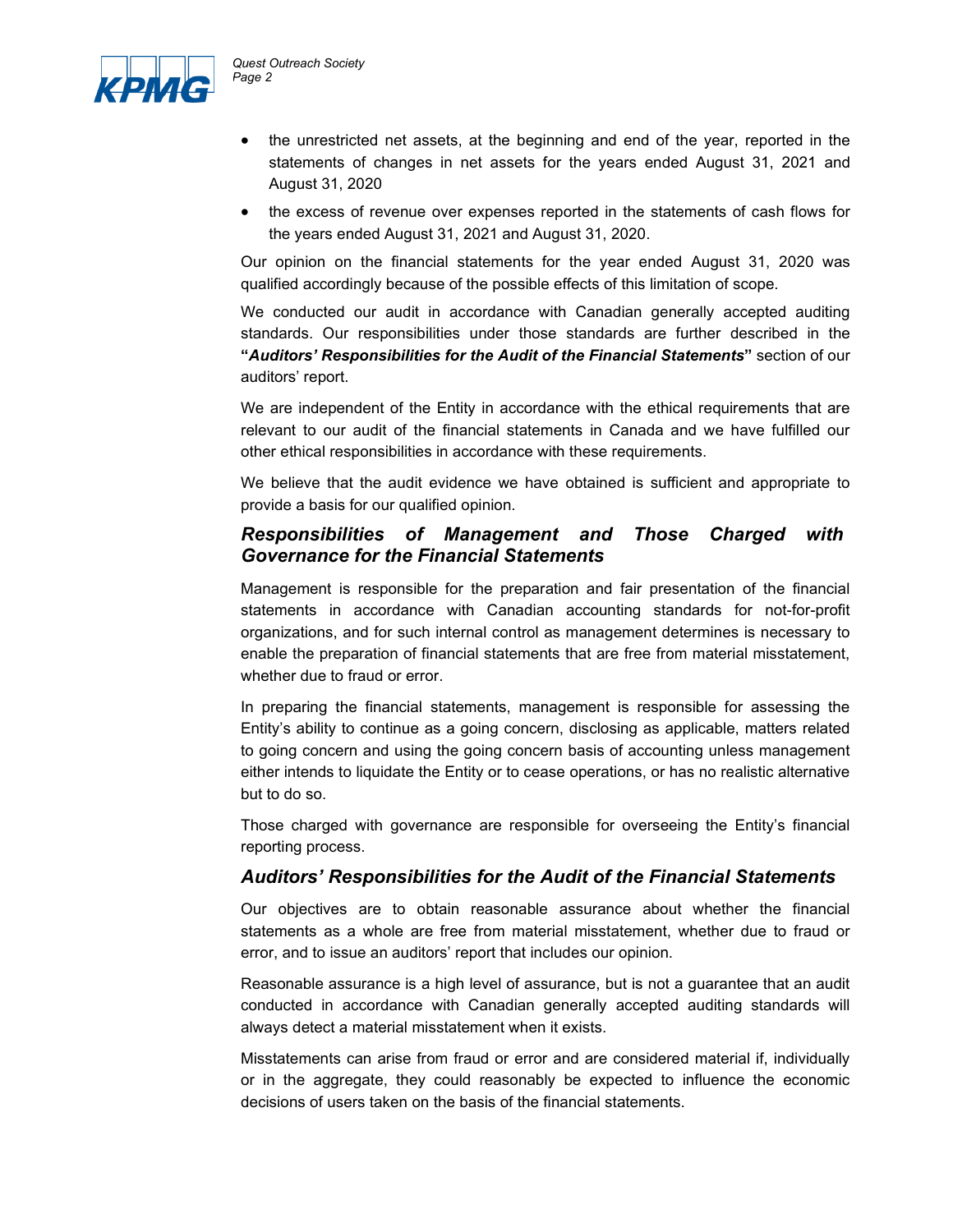- the unrestricted net assets, at the beginning and end of the year, reported in the statements of changes in net assets for the years ended August 31, 2021 and August 31, 2020
- the excess of revenue over expenses reported in the statements of cash flows for the years ended August 31, 2021 and August 31, 2020.

Our opinion on the financial statements for the year ended August 31, 2020 was qualified accordingly because of the possible effects of this limitation of scope.

We conducted our audit in accordance with Canadian generally accepted auditing standards. Our responsibilities under those standards are further described in the **"*Auditors' Responsibilities for the Audit of the Financial Statements*"** section of our auditors' report.

We are independent of the Entity in accordance with the ethical requirements that are relevant to our audit of the financial statements in Canada and we have fulfilled our other ethical responsibilities in accordance with these requirements.

We believe that the audit evidence we have obtained is sufficient and appropriate to provide a basis for our qualified opinion.

## *Responsibilities of Management and Those Charged with Governance for the Financial Statements*

Management is responsible for the preparation and fair presentation of the financial statements in accordance with Canadian accounting standards for not-for-profit organizations, and for such internal control as management determines is necessary to enable the preparation of financial statements that are free from material misstatement, whether due to fraud or error.

In preparing the financial statements, management is responsible for assessing the Entity's ability to continue as a going concern, disclosing as applicable, matters related to going concern and using the going concern basis of accounting unless management either intends to liquidate the Entity or to cease operations, or has no realistic alternative but to do so.

Those charged with governance are responsible for overseeing the Entity's financial reporting process.

## *Auditors' Responsibilities for the Audit of the Financial Statements*

Our objectives are to obtain reasonable assurance about whether the financial statements as a whole are free from material misstatement, whether due to fraud or error, and to issue an auditors' report that includes our opinion.

Reasonable assurance is a high level of assurance, but is not a guarantee that an audit conducted in accordance with Canadian generally accepted auditing standards will always detect a material misstatement when it exists.

Misstatements can arise from fraud or error and are considered material if, individually or in the aggregate, they could reasonably be expected to influence the economic decisions of users taken on the basis of the financial statements.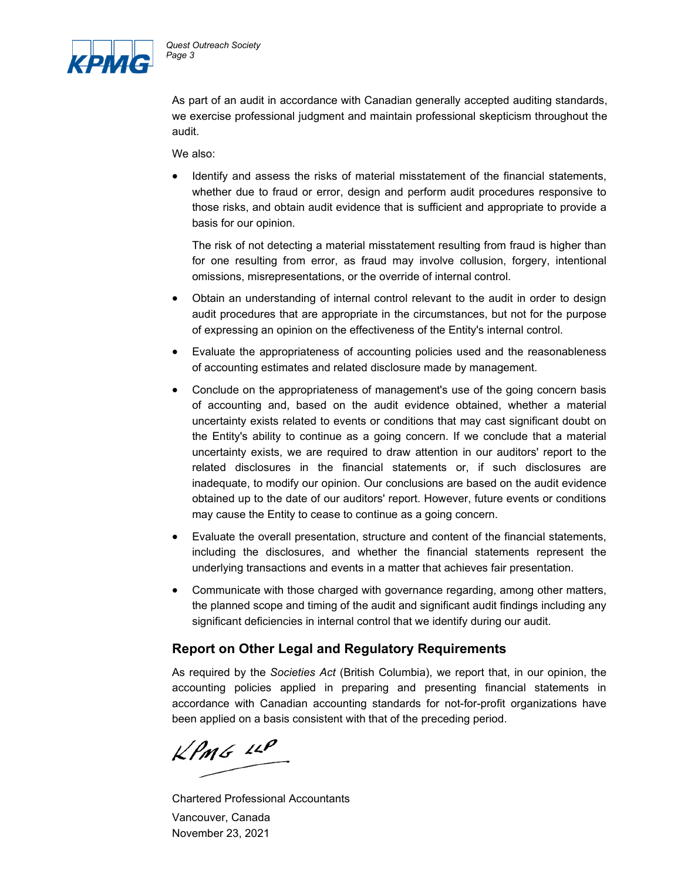As part of an audit in accordance with Canadian generally accepted auditing standards, we exercise professional judgment and maintain professional skepticism throughout the audit.

We also:

- Identify and assess the risks of material misstatement of the financial statements, whether due to fraud or error, design and perform audit procedures responsive to those risks, and obtain audit evidence that is sufficient and appropriate to provide a basis for our opinion.

  The risk of not detecting a material misstatement resulting from fraud is higher than for one resulting from error, as fraud may involve collusion, forgery, intentional omissions, misrepresentations, or the override of internal control.

- Obtain an understanding of internal control relevant to the audit in order to design audit procedures that are appropriate in the circumstances, but not for the purpose of expressing an opinion on the effectiveness of the Entity's internal control.

- Evaluate the appropriateness of accounting policies used and the reasonableness of accounting estimates and related disclosure made by management.

- Conclude on the appropriateness of management's use of the going concern basis of accounting and, based on the audit evidence obtained, whether a material uncertainty exists related to events or conditions that may cast significant doubt on the Entity's ability to continue as a going concern. If we conclude that a material uncertainty exists, we are required to draw attention in our auditors' report to the related disclosures in the financial statements or, if such disclosures are inadequate, to modify our opinion. Our conclusions are based on the audit evidence obtained up to the date of our auditors' report. However, future events or conditions may cause the Entity to cease to continue as a going concern.

- Evaluate the overall presentation, structure and content of the financial statements, including the disclosures, and whether the financial statements represent the underlying transactions and events in a matter that achieves fair presentation.

- Communicate with those charged with governance regarding, among other matters, the planned scope and timing of the audit and significant audit findings including any significant deficiencies in internal control that we identify during our audit.

## Report on Other Legal and Regulatory Requirements

As required by the *Societies Act* (British Columbia), we report that, in our opinion, the accounting policies applied in preparing and presenting financial statements in accordance with Canadian accounting standards for not-for-profit organizations have been applied on a basis consistent with that of the preceding period.

KPMG LLP

Chartered Professional Accountants

Vancouver, Canada

November 23, 2021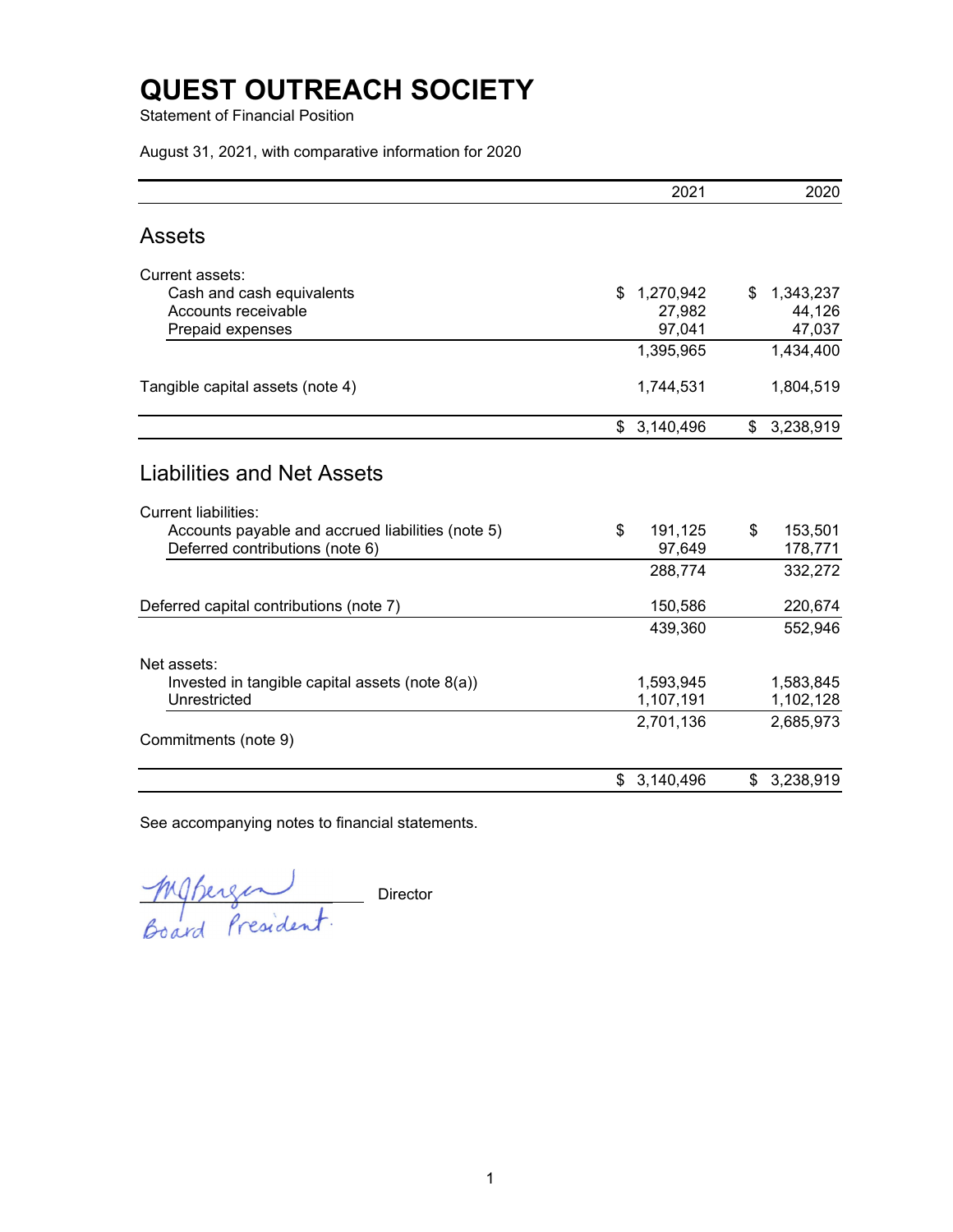# QUEST OUTREACH SOCIETY

Statement of Financial Position

August 31, 2021, with comparative information for 2020

| | 2021 | 2020 |
|---|---|---|
| **Assets** | | |
| Current assets: | | |
| Cash and cash equivalents | $ 1,270,942 | $ 1,343,237 |
| Accounts receivable | 27,982 | 44,126 |
| Prepaid expenses | 97,041 | 47,037 |
| | 1,395,965 | 1,434,400 |
| Tangible capital assets (note 4) | 1,744,531 | 1,804,519 |
| | $ 3,140,496 | $ 3,238,919 |
| **Liabilities and Net Assets** | | |
| Current liabilities: | | |
| Accounts payable and accrued liabilities (note 5) | $ 191,125 | $ 153,501 |
| Deferred contributions (note 6) | 97,649 | 178,771 |
| | 288,774 | 332,272 |
| Deferred capital contributions (note 7) | 150,586 | 220,674 |
| | 439,360 | 552,946 |
| Net assets: | | |
| Invested in tangible capital assets (note 8(a)) | 1,593,945 | 1,583,845 |
| Unrestricted | 1,107,191 | 1,102,128 |
| | 2,701,136 | 2,685,973 |
| Commitments (note 9) | | |
| | $ 3,140,496 | $ 3,238,919 |

See accompanying notes to financial statements.

M. J. Bergen, Board President — Director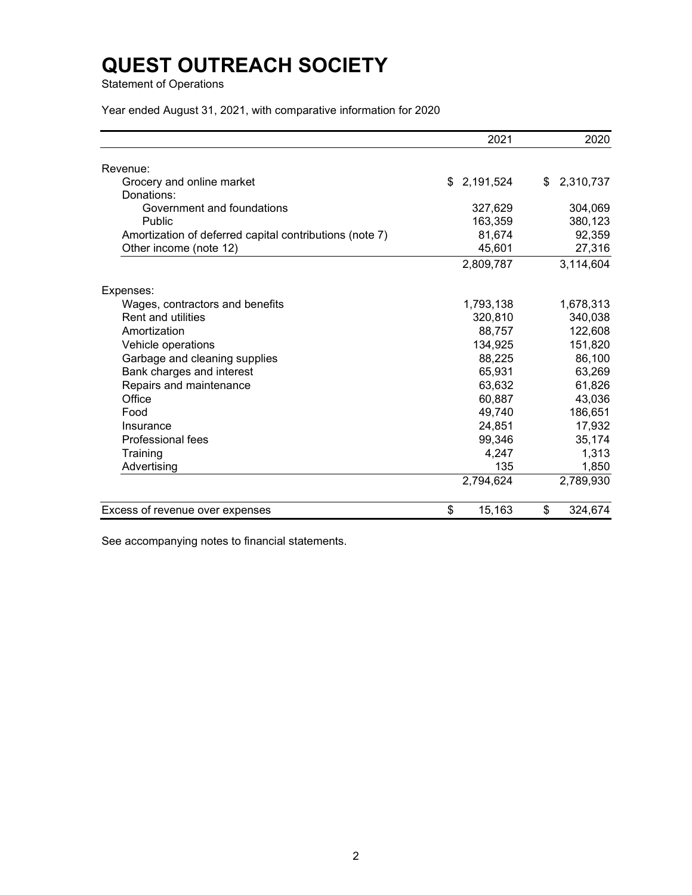# QUEST OUTREACH SOCIETY

Statement of Operations

Year ended August 31, 2021, with comparative information for 2020

| | 2021 | 2020 |
|---|---|---|
| Revenue: | | |
| Grocery and online market | $ 2,191,524 | $ 2,310,737 |
| Donations: | | |
| Government and foundations | 327,629 | 304,069 |
| Public | 163,359 | 380,123 |
| Amortization of deferred capital contributions (note 7) | 81,674 | 92,359 |
| Other income (note 12) | 45,601 | 27,316 |
| | 2,809,787 | 3,114,604 |
| Expenses: | | |
| Wages, contractors and benefits | 1,793,138 | 1,678,313 |
| Rent and utilities | 320,810 | 340,038 |
| Amortization | 88,757 | 122,608 |
| Vehicle operations | 134,925 | 151,820 |
| Garbage and cleaning supplies | 88,225 | 86,100 |
| Bank charges and interest | 65,931 | 63,269 |
| Repairs and maintenance | 63,632 | 61,826 |
| Office | 60,887 | 43,036 |
| Food | 49,740 | 186,651 |
| Insurance | 24,851 | 17,932 |
| Professional fees | 99,346 | 35,174 |
| Training | 4,247 | 1,313 |
| Advertising | 135 | 1,850 |
| | 2,794,624 | 2,789,930 |
| Excess of revenue over expenses | $ 15,163 | $ 324,674 |

See accompanying notes to financial statements.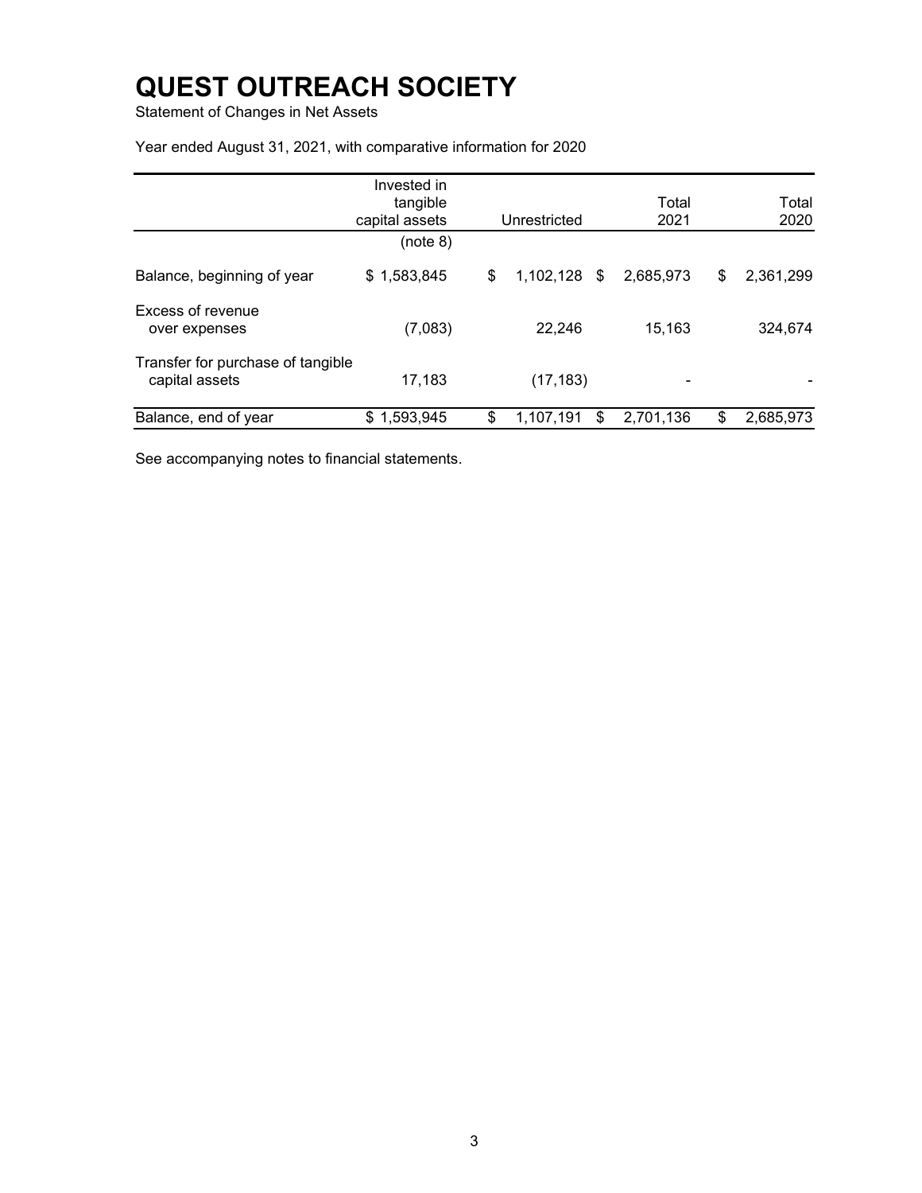# QUEST OUTREACH SOCIETY

Statement of Changes in Net Assets

Year ended August 31, 2021, with comparative information for 2020

| | Invested in tangible capital assets (note 8) | Unrestricted | Total 2021 | Total 2020 |
|---|---|---|---|---|
| Balance, beginning of year | $ 1,583,845 | $ 1,102,128 | $ 2,685,973 | $ 2,361,299 |
| Excess of revenue over expenses | (7,083) | 22,246 | 15,163 | 324,674 |
| Transfer for purchase of tangible capital assets | 17,183 | (17,183) | - | - |
| Balance, end of year | $ 1,593,945 | $ 1,107,191 | $ 2,701,136 | $ 2,685,973 |

See accompanying notes to financial statements.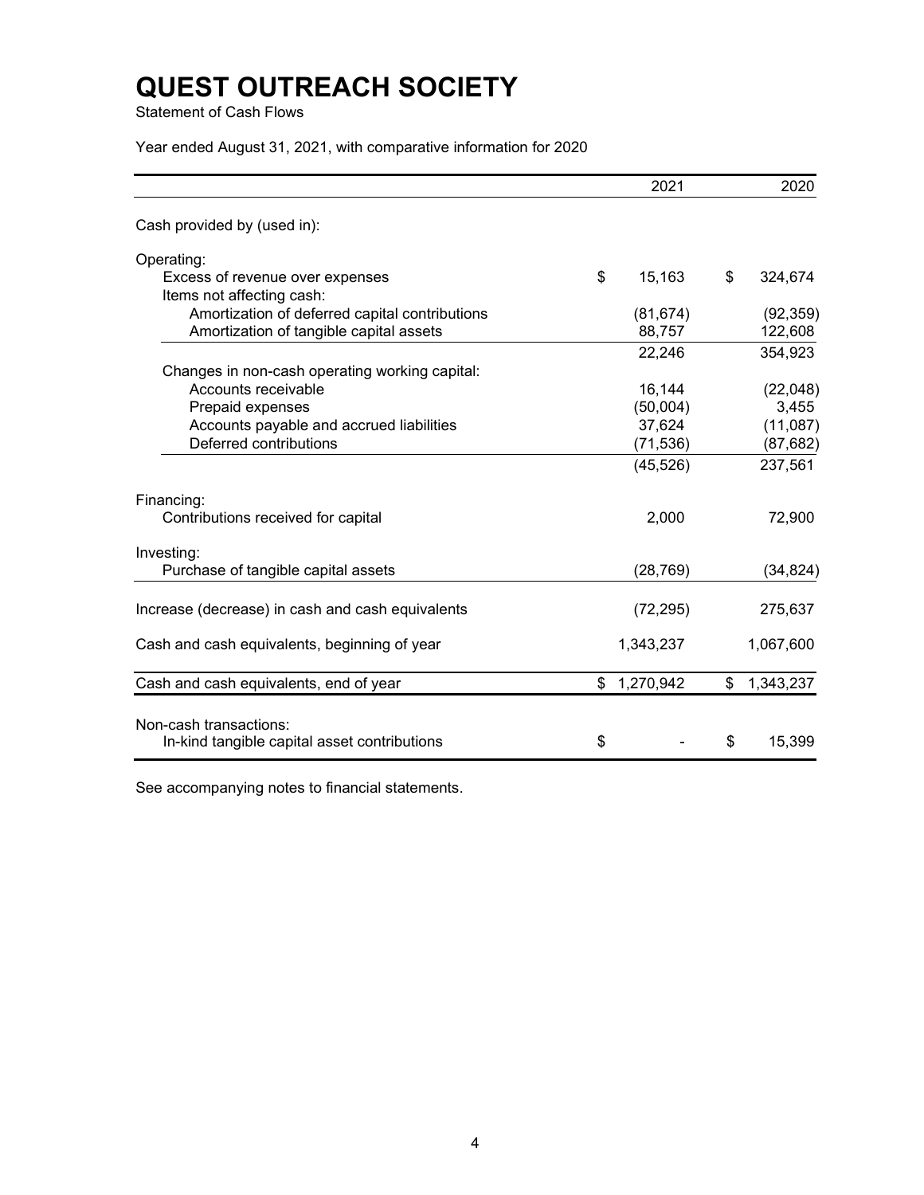# QUEST OUTREACH SOCIETY

Statement of Cash Flows

Year ended August 31, 2021, with comparative information for 2020

| | 2021 | 2020 |
|---|---|---|
| Cash provided by (used in): | | |
| Operating: | | |
| Excess of revenue over expenses | $ 15,163 | $ 324,674 |
| Items not affecting cash: | | |
| Amortization of deferred capital contributions | (81,674) | (92,359) |
| Amortization of tangible capital assets | 88,757 | 122,608 |
| | 22,246 | 354,923 |
| Changes in non-cash operating working capital: | | |
| Accounts receivable | 16,144 | (22,048) |
| Prepaid expenses | (50,004) | 3,455 |
| Accounts payable and accrued liabilities | 37,624 | (11,087) |
| Deferred contributions | (71,536) | (87,682) |
| | (45,526) | 237,561 |
| Financing: | | |
| Contributions received for capital | 2,000 | 72,900 |
| Investing: | | |
| Purchase of tangible capital assets | (28,769) | (34,824) |
| Increase (decrease) in cash and cash equivalents | (72,295) | 275,637 |
| Cash and cash equivalents, beginning of year | 1,343,237 | 1,067,600 |
| Cash and cash equivalents, end of year | $ 1,270,942 | $ 1,343,237 |
| Non-cash transactions: | | |
| In-kind tangible capital asset contributions | $ - | $ 15,399 |

See accompanying notes to financial statements.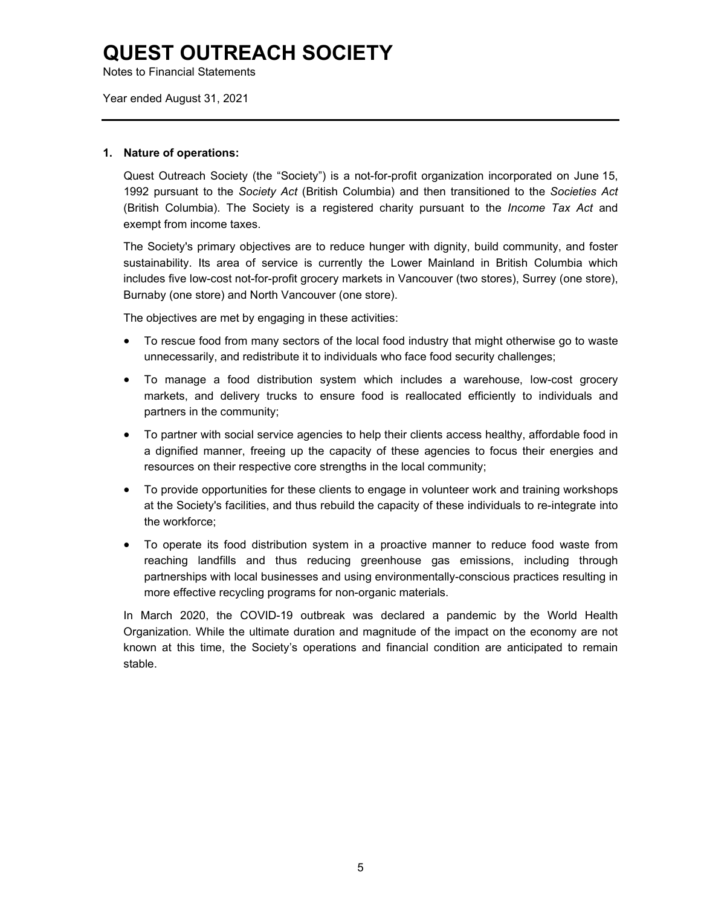# QUEST OUTREACH SOCIETY

Notes to Financial Statements

Year ended August 31, 2021

**1. Nature of operations:**

Quest Outreach Society (the "Society") is a not-for-profit organization incorporated on June 15, 1992 pursuant to the *Society Act* (British Columbia) and then transitioned to the *Societies Act* (British Columbia). The Society is a registered charity pursuant to the *Income Tax Act* and exempt from income taxes.

The Society's primary objectives are to reduce hunger with dignity, build community, and foster sustainability. Its area of service is currently the Lower Mainland in British Columbia which includes five low-cost not-for-profit grocery markets in Vancouver (two stores), Surrey (one store), Burnaby (one store) and North Vancouver (one store).

The objectives are met by engaging in these activities:

- To rescue food from many sectors of the local food industry that might otherwise go to waste unnecessarily, and redistribute it to individuals who face food security challenges;
- To manage a food distribution system which includes a warehouse, low-cost grocery markets, and delivery trucks to ensure food is reallocated efficiently to individuals and partners in the community;
- To partner with social service agencies to help their clients access healthy, affordable food in a dignified manner, freeing up the capacity of these agencies to focus their energies and resources on their respective core strengths in the local community;
- To provide opportunities for these clients to engage in volunteer work and training workshops at the Society's facilities, and thus rebuild the capacity of these individuals to re-integrate into the workforce;
- To operate its food distribution system in a proactive manner to reduce food waste from reaching landfills and thus reducing greenhouse gas emissions, including through partnerships with local businesses and using environmentally-conscious practices resulting in more effective recycling programs for non-organic materials.

In March 2020, the COVID-19 outbreak was declared a pandemic by the World Health Organization. While the ultimate duration and magnitude of the impact on the economy are not known at this time, the Society's operations and financial condition are anticipated to remain stable.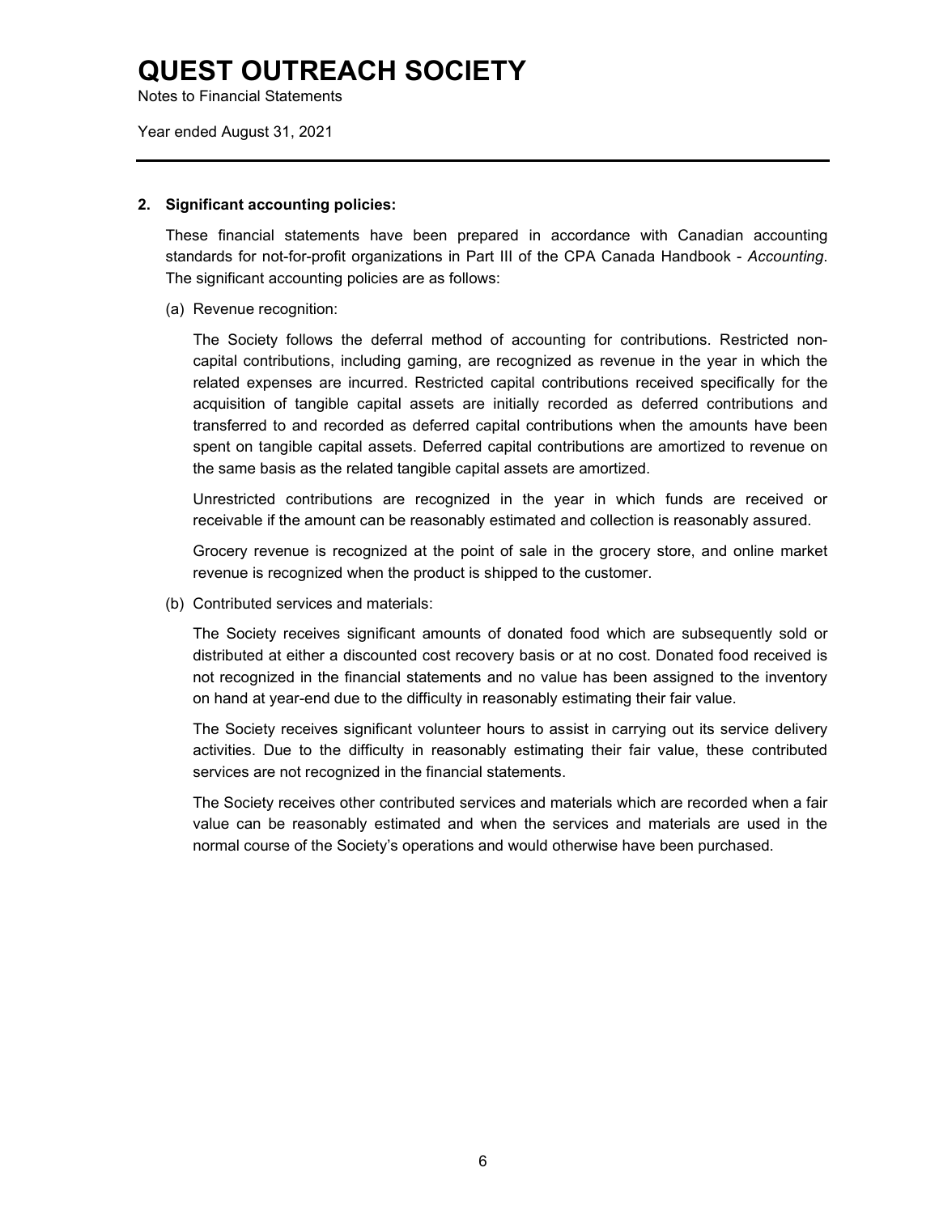# QUEST OUTREACH SOCIETY

Notes to Financial Statements

Year ended August 31, 2021

---

**2. Significant accounting policies:**

These financial statements have been prepared in accordance with Canadian accounting standards for not-for-profit organizations in Part III of the CPA Canada Handbook - *Accounting*. The significant accounting policies are as follows:

(a) Revenue recognition:

The Society follows the deferral method of accounting for contributions. Restricted non-capital contributions, including gaming, are recognized as revenue in the year in which the related expenses are incurred. Restricted capital contributions received specifically for the acquisition of tangible capital assets are initially recorded as deferred contributions and transferred to and recorded as deferred capital contributions when the amounts have been spent on tangible capital assets. Deferred capital contributions are amortized to revenue on the same basis as the related tangible capital assets are amortized.

Unrestricted contributions are recognized in the year in which funds are received or receivable if the amount can be reasonably estimated and collection is reasonably assured.

Grocery revenue is recognized at the point of sale in the grocery store, and online market revenue is recognized when the product is shipped to the customer.

(b) Contributed services and materials:

The Society receives significant amounts of donated food which are subsequently sold or distributed at either a discounted cost recovery basis or at no cost. Donated food received is not recognized in the financial statements and no value has been assigned to the inventory on hand at year-end due to the difficulty in reasonably estimating their fair value.

The Society receives significant volunteer hours to assist in carrying out its service delivery activities. Due to the difficulty in reasonably estimating their fair value, these contributed services are not recognized in the financial statements.

The Society receives other contributed services and materials which are recorded when a fair value can be reasonably estimated and when the services and materials are used in the normal course of the Society's operations and would otherwise have been purchased.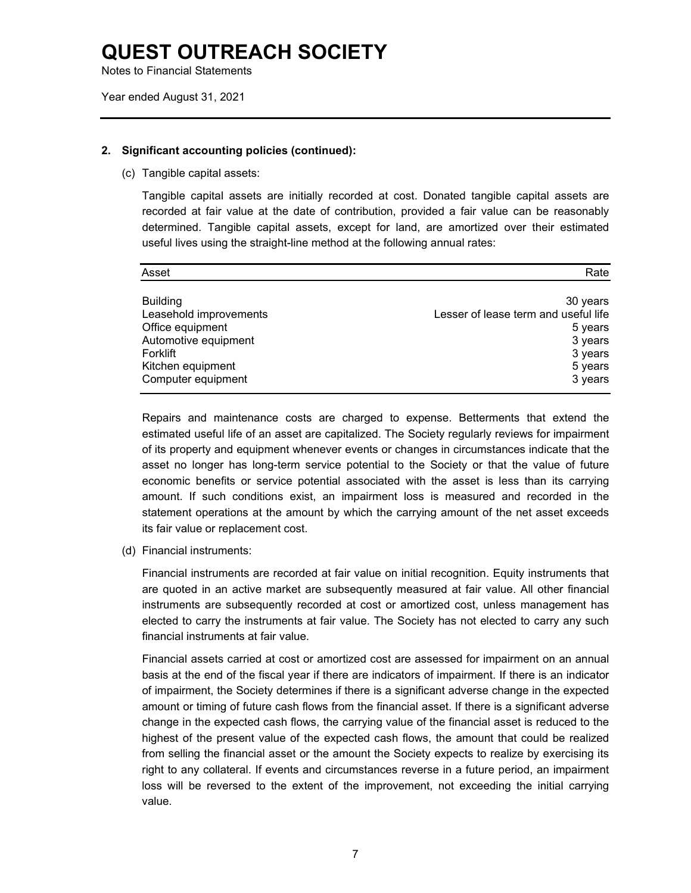# QUEST OUTREACH SOCIETY

Notes to Financial Statements

Year ended August 31, 2021

**2. Significant accounting policies (continued):**

(c) Tangible capital assets:

Tangible capital assets are initially recorded at cost. Donated tangible capital assets are recorded at fair value at the date of contribution, provided a fair value can be reasonably determined. Tangible capital assets, except for land, are amortized over their estimated useful lives using the straight-line method at the following annual rates:

| Asset | Rate |
|---|---|
| Building | 30 years |
| Leasehold improvements | Lesser of lease term and useful life |
| Office equipment | 5 years |
| Automotive equipment | 3 years |
| Forklift | 3 years |
| Kitchen equipment | 5 years |
| Computer equipment | 3 years |

Repairs and maintenance costs are charged to expense. Betterments that extend the estimated useful life of an asset are capitalized. The Society regularly reviews for impairment of its property and equipment whenever events or changes in circumstances indicate that the asset no longer has long-term service potential to the Society or that the value of future economic benefits or service potential associated with the asset is less than its carrying amount. If such conditions exist, an impairment loss is measured and recorded in the statement operations at the amount by which the carrying amount of the net asset exceeds its fair value or replacement cost.

(d) Financial instruments:

Financial instruments are recorded at fair value on initial recognition. Equity instruments that are quoted in an active market are subsequently measured at fair value. All other financial instruments are subsequently recorded at cost or amortized cost, unless management has elected to carry the instruments at fair value. The Society has not elected to carry any such financial instruments at fair value.

Financial assets carried at cost or amortized cost are assessed for impairment on an annual basis at the end of the fiscal year if there are indicators of impairment. If there is an indicator of impairment, the Society determines if there is a significant adverse change in the expected amount or timing of future cash flows from the financial asset. If there is a significant adverse change in the expected cash flows, the carrying value of the financial asset is reduced to the highest of the present value of the expected cash flows, the amount that could be realized from selling the financial asset or the amount the Society expects to realize by exercising its right to any collateral. If events and circumstances reverse in a future period, an impairment loss will be reversed to the extent of the improvement, not exceeding the initial carrying value.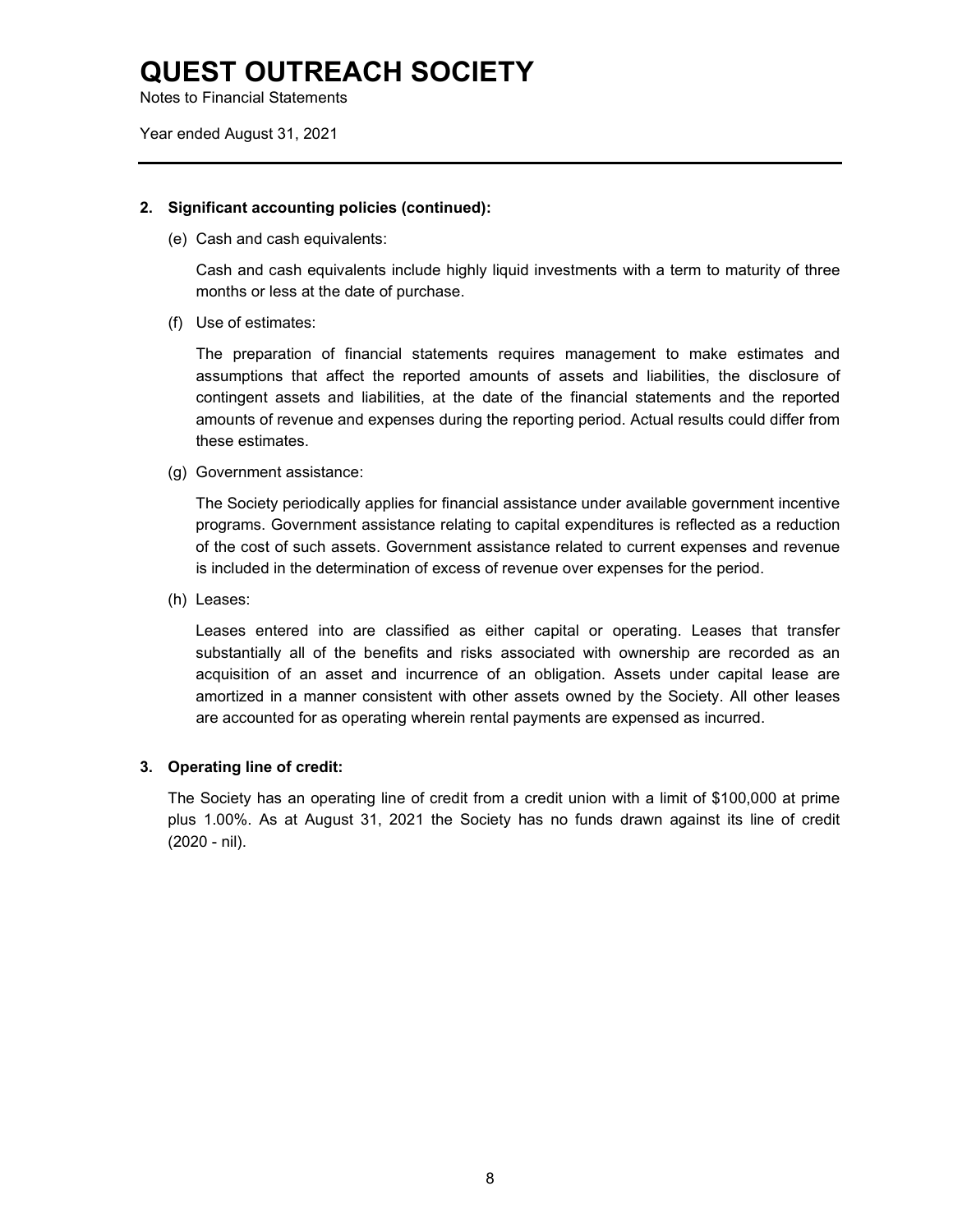# QUEST OUTREACH SOCIETY

Notes to Financial Statements

Year ended August 31, 2021

---

## 2. Significant accounting policies (continued):

(e) Cash and cash equivalents:

Cash and cash equivalents include highly liquid investments with a term to maturity of three months or less at the date of purchase.

(f) Use of estimates:

The preparation of financial statements requires management to make estimates and assumptions that affect the reported amounts of assets and liabilities, the disclosure of contingent assets and liabilities, at the date of the financial statements and the reported amounts of revenue and expenses during the reporting period. Actual results could differ from these estimates.

(g) Government assistance:

The Society periodically applies for financial assistance under available government incentive programs. Government assistance relating to capital expenditures is reflected as a reduction of the cost of such assets. Government assistance related to current expenses and revenue is included in the determination of excess of revenue over expenses for the period.

(h) Leases:

Leases entered into are classified as either capital or operating. Leases that transfer substantially all of the benefits and risks associated with ownership are recorded as an acquisition of an asset and incurrence of an obligation. Assets under capital lease are amortized in a manner consistent with other assets owned by the Society. All other leases are accounted for as operating wherein rental payments are expensed as incurred.

## 3. Operating line of credit:

The Society has an operating line of credit from a credit union with a limit of $100,000 at prime plus 1.00%. As at August 31, 2021 the Society has no funds drawn against its line of credit (2020 - nil).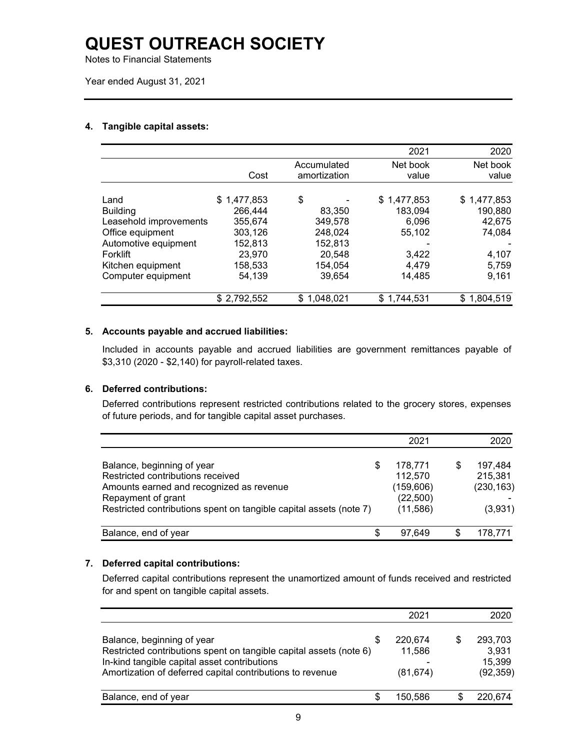# QUEST OUTREACH SOCIETY

Notes to Financial Statements

Year ended August 31, 2021

## 4. Tangible capital assets:

| | Cost | Accumulated amortization | 2021 Net book value | 2020 Net book value |
|---|---|---|---|---|
| Land | $ 1,477,853 | $ - | $ 1,477,853 | $ 1,477,853 |
| Building | 266,444 | 83,350 | 183,094 | 190,880 |
| Leasehold improvements | 355,674 | 349,578 | 6,096 | 42,675 |
| Office equipment | 303,126 | 248,024 | 55,102 | 74,084 |
| Automotive equipment | 152,813 | 152,813 | - | - |
| Forklift | 23,970 | 20,548 | 3,422 | 4,107 |
| Kitchen equipment | 158,533 | 154,054 | 4,479 | 5,759 |
| Computer equipment | 54,139 | 39,654 | 14,485 | 9,161 |
| | $ 2,792,552 | $ 1,048,021 | $ 1,744,531 | $ 1,804,519 |

## 5. Accounts payable and accrued liabilities:

Included in accounts payable and accrued liabilities are government remittances payable of $3,310 (2020 - $2,140) for payroll-related taxes.

## 6. Deferred contributions:

Deferred contributions represent restricted contributions related to the grocery stores, expenses of future periods, and for tangible capital asset purchases.

| | 2021 | 2020 |
|---|---|---|
| Balance, beginning of year | $ 178,771 | $ 197,484 |
| Restricted contributions received | 112,570 | 215,381 |
| Amounts earned and recognized as revenue | (159,606) | (230,163) |
| Repayment of grant | (22,500) | - |
| Restricted contributions spent on tangible capital assets (note 7) | (11,586) | (3,931) |
| Balance, end of year | $ 97,649 | $ 178,771 |

## 7. Deferred capital contributions:

Deferred capital contributions represent the unamortized amount of funds received and restricted for and spent on tangible capital assets.

| | 2021 | 2020 |
|---|---|---|
| Balance, beginning of year | $ 220,674 | $ 293,703 |
| Restricted contributions spent on tangible capital assets (note 6) | 11,586 | 3,931 |
| In-kind tangible capital asset contributions | - | 15,399 |
| Amortization of deferred capital contributions to revenue | (81,674) | (92,359) |
| Balance, end of year | $ 150,586 | $ 220,674 |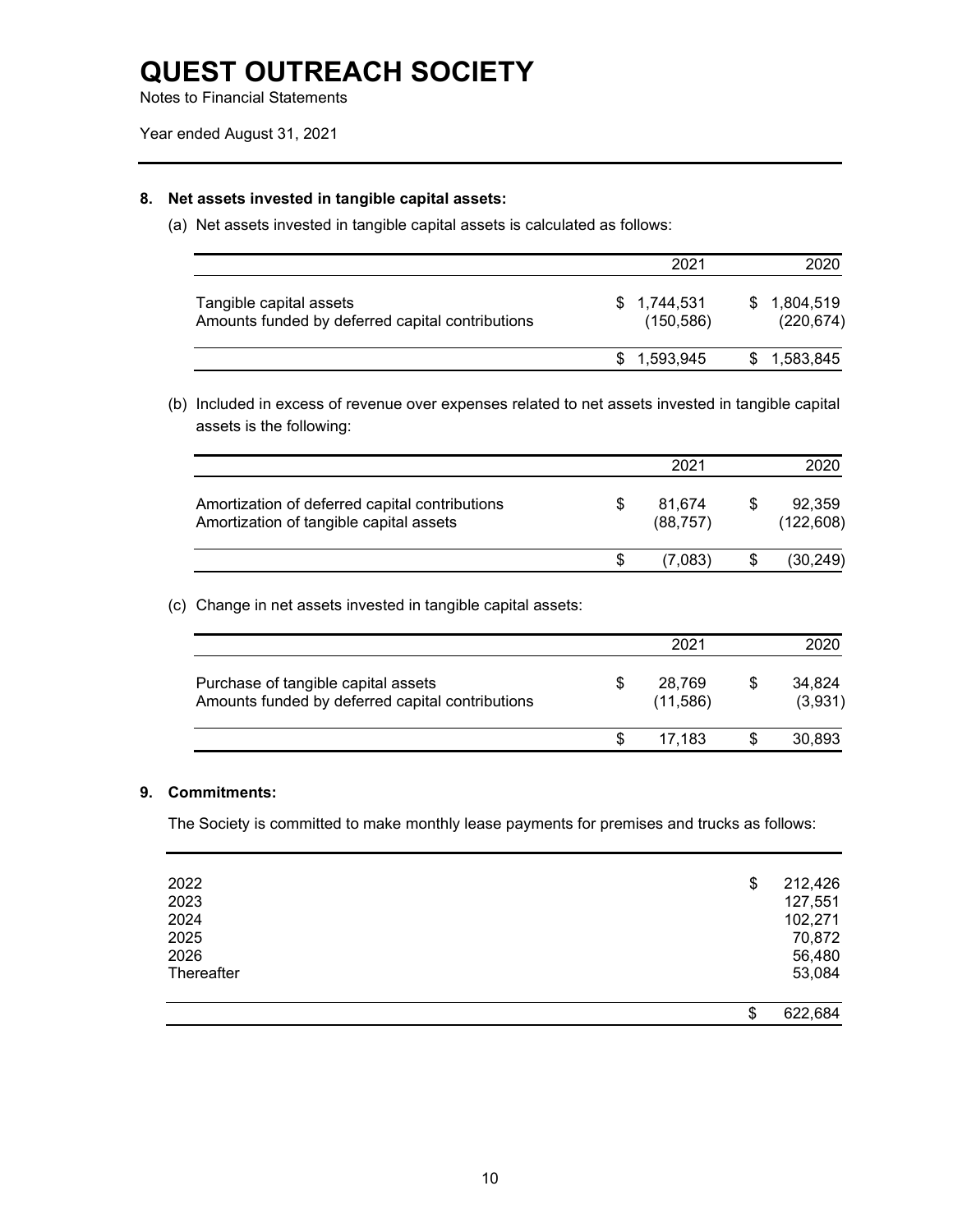# QUEST OUTREACH SOCIETY

Notes to Financial Statements

Year ended August 31, 2021

## 8. Net assets invested in tangible capital assets:

(a) Net assets invested in tangible capital assets is calculated as follows:

| | 2021 | 2020 |
|---|---|---|
| Tangible capital assets | $ 1,744,531 | $ 1,804,519 |
| Amounts funded by deferred capital contributions | (150,586) | (220,674) |
| | $ 1,593,945 | $ 1,583,845 |

(b) Included in excess of revenue over expenses related to net assets invested in tangible capital assets is the following:

| | 2021 | 2020 |
|---|---|---|
| Amortization of deferred capital contributions | $ 81,674 | $ 92,359 |
| Amortization of tangible capital assets | (88,757) | (122,608) |
| | $ (7,083) | $ (30,249) |

(c) Change in net assets invested in tangible capital assets:

| | 2021 | 2020 |
|---|---|---|
| Purchase of tangible capital assets | $ 28,769 | $ 34,824 |
| Amounts funded by deferred capital contributions | (11,586) | (3,931) |
| | $ 17,183 | $ 30,893 |

## 9. Commitments:

The Society is committed to make monthly lease payments for premises and trucks as follows:

| | |
|---|---|
| 2022 | $ 212,426 |
| 2023 | 127,551 |
| 2024 | 102,271 |
| 2025 | 70,872 |
| 2026 | 56,480 |
| Thereafter | 53,084 |
| | $ 622,684 |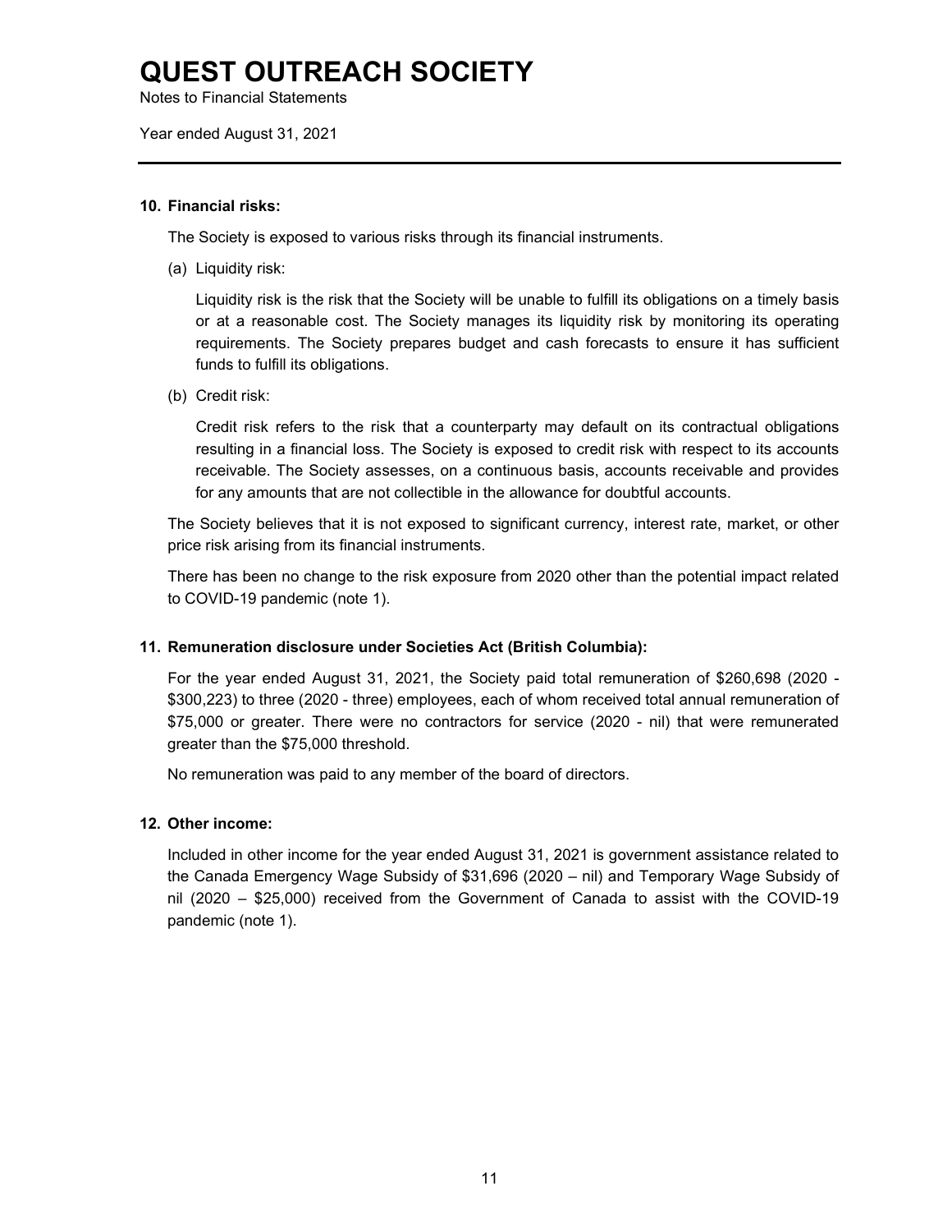# QUEST OUTREACH SOCIETY

Notes to Financial Statements

Year ended August 31, 2021

---

**10. Financial risks:**

The Society is exposed to various risks through its financial instruments.

(a) Liquidity risk:

Liquidity risk is the risk that the Society will be unable to fulfill its obligations on a timely basis or at a reasonable cost. The Society manages its liquidity risk by monitoring its operating requirements. The Society prepares budget and cash forecasts to ensure it has sufficient funds to fulfill its obligations.

(b) Credit risk:

Credit risk refers to the risk that a counterparty may default on its contractual obligations resulting in a financial loss. The Society is exposed to credit risk with respect to its accounts receivable. The Society assesses, on a continuous basis, accounts receivable and provides for any amounts that are not collectible in the allowance for doubtful accounts.

The Society believes that it is not exposed to significant currency, interest rate, market, or other price risk arising from its financial instruments.

There has been no change to the risk exposure from 2020 other than the potential impact related to COVID-19 pandemic (note 1).

**11. Remuneration disclosure under Societies Act (British Columbia):**

For the year ended August 31, 2021, the Society paid total remuneration of $260,698 (2020 - $300,223) to three (2020 - three) employees, each of whom received total annual remuneration of $75,000 or greater. There were no contractors for service (2020 - nil) that were remunerated greater than the $75,000 threshold.

No remuneration was paid to any member of the board of directors.

**12. Other income:**

Included in other income for the year ended August 31, 2021 is government assistance related to the Canada Emergency Wage Subsidy of $31,696 (2020 – nil) and Temporary Wage Subsidy of nil (2020 – $25,000) received from the Government of Canada to assist with the COVID-19 pandemic (note 1).